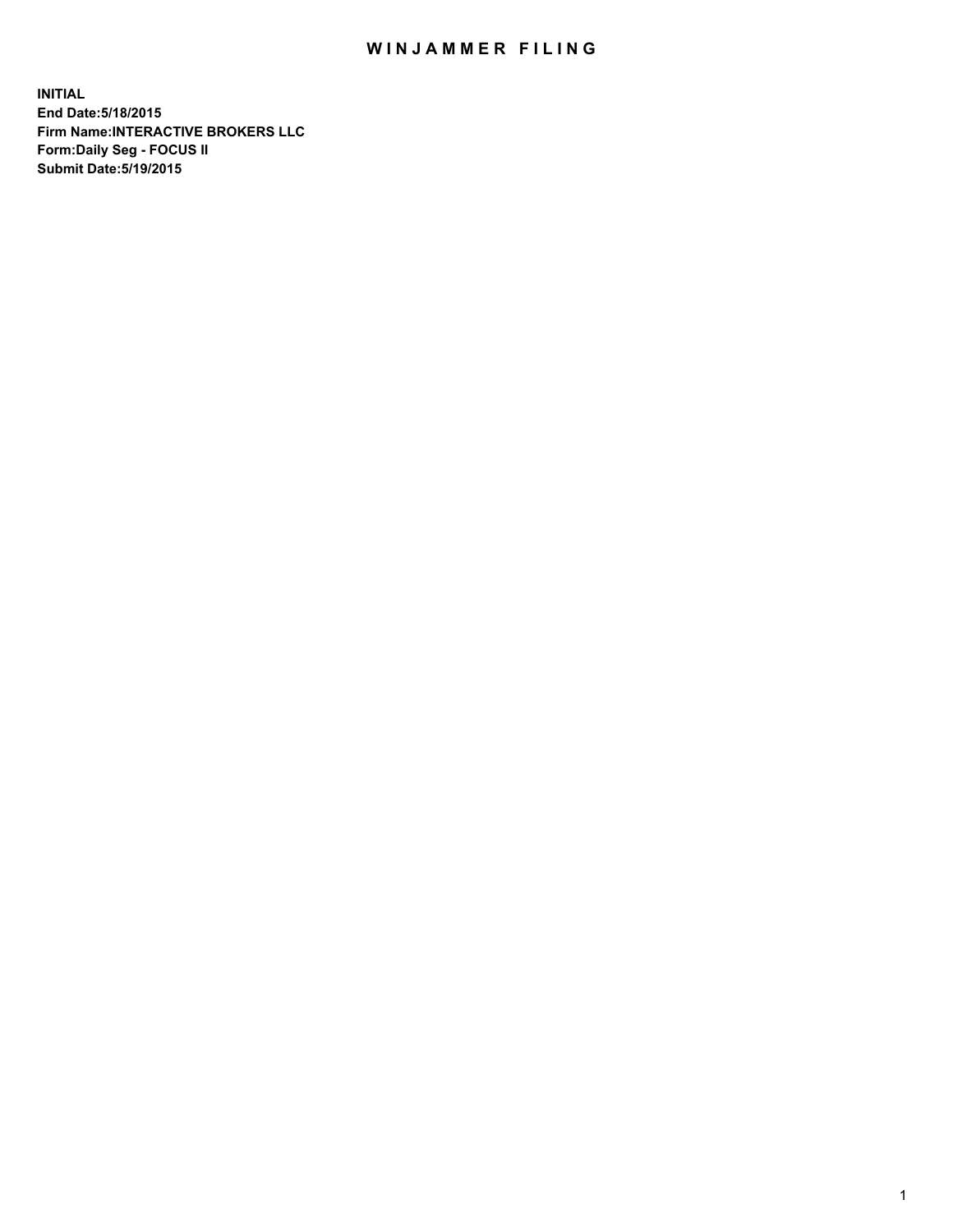# WINJAMMER FILING

**INITIAL**
**End Date:5/18/2015**
**Firm Name:INTERACTIVE BROKERS LLC**
**Form:Daily Seg - FOCUS II**
**Submit Date:5/19/2015**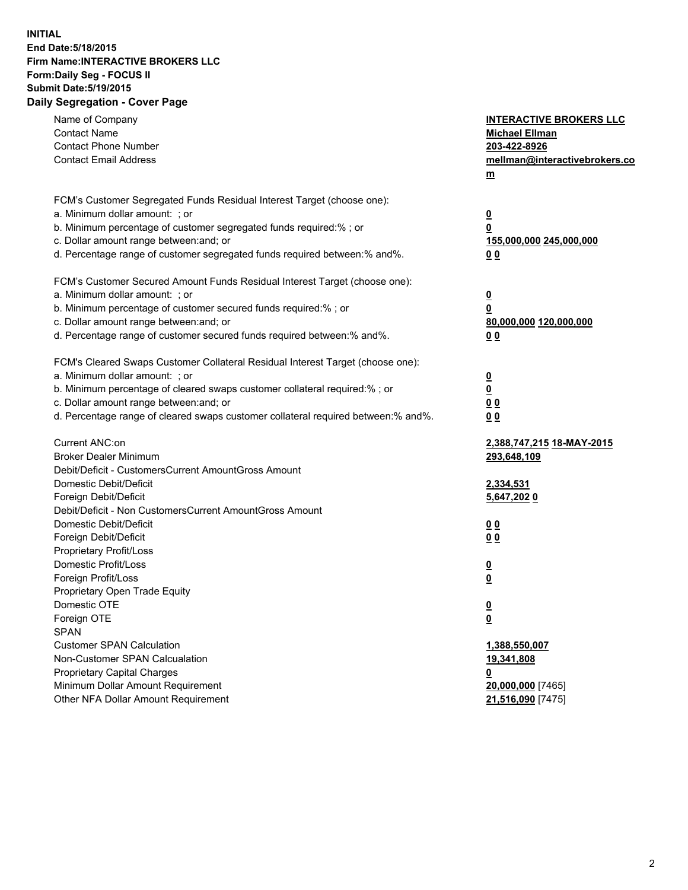**INITIAL**
**End Date:5/18/2015**
**Firm Name:INTERACTIVE BROKERS LLC**
**Form:Daily Seg - FOCUS II**
**Submit Date:5/19/2015**
**Daily Segregation - Cover Page**

| | |
|---|---|
| Name of Company | **INTERACTIVE BROKERS LLC** |
| Contact Name | **Michael Ellman** |
| Contact Phone Number | **203-422-8926** |
| Contact Email Address | **mellman@interactivebrokers.com** |
| FCM's Customer Segregated Funds Residual Interest Target (choose one): | |
| a. Minimum dollar amount: ; or | **0** |
| b. Minimum percentage of customer segregated funds required:% ; or | **0** |
| c. Dollar amount range between:and; or | **155,000,000** **245,000,000** |
| d. Percentage range of customer segregated funds required between:% and%. | **0** **0** |
| FCM's Customer Secured Amount Funds Residual Interest Target (choose one): | |
| a. Minimum dollar amount: ; or | **0** |
| b. Minimum percentage of customer secured funds required:% ; or | **0** |
| c. Dollar amount range between:and; or | **80,000,000** **120,000,000** |
| d. Percentage range of customer secured funds required between:% and%. | **0** **0** |
| FCM's Cleared Swaps Customer Collateral Residual Interest Target (choose one): | |
| a. Minimum dollar amount: ; or | **0** |
| b. Minimum percentage of cleared swaps customer collateral required:% ; or | **0** |
| c. Dollar amount range between:and; or | **0** **0** |
| d. Percentage range of cleared swaps customer collateral required between:% and%. | **0** **0** |
| Current ANC:on | **2,388,747,215** **18-MAY-2015** |
| Broker Dealer Minimum | **293,648,109** |
| Debit/Deficit - CustomersCurrent AmountGross Amount | |
| Domestic Debit/Deficit | **2,334,531** |
| Foreign Debit/Deficit | **5,647,202** **0** |
| Debit/Deficit - Non CustomersCurrent AmountGross Amount | |
| Domestic Debit/Deficit | **0** **0** |
| Foreign Debit/Deficit | **0** **0** |
| Proprietary Profit/Loss | |
| Domestic Profit/Loss | **0** |
| Foreign Profit/Loss | **0** |
| Proprietary Open Trade Equity | |
| Domestic OTE | **0** |
| Foreign OTE | **0** |
| SPAN | |
| Customer SPAN Calculation | **1,388,550,007** |
| Non-Customer SPAN Calcualation | **19,341,808** |
| Proprietary Capital Charges | **0** |
| Minimum Dollar Amount Requirement | **20,000,000** [7465] |
| Other NFA Dollar Amount Requirement | **21,516,090** [7475] |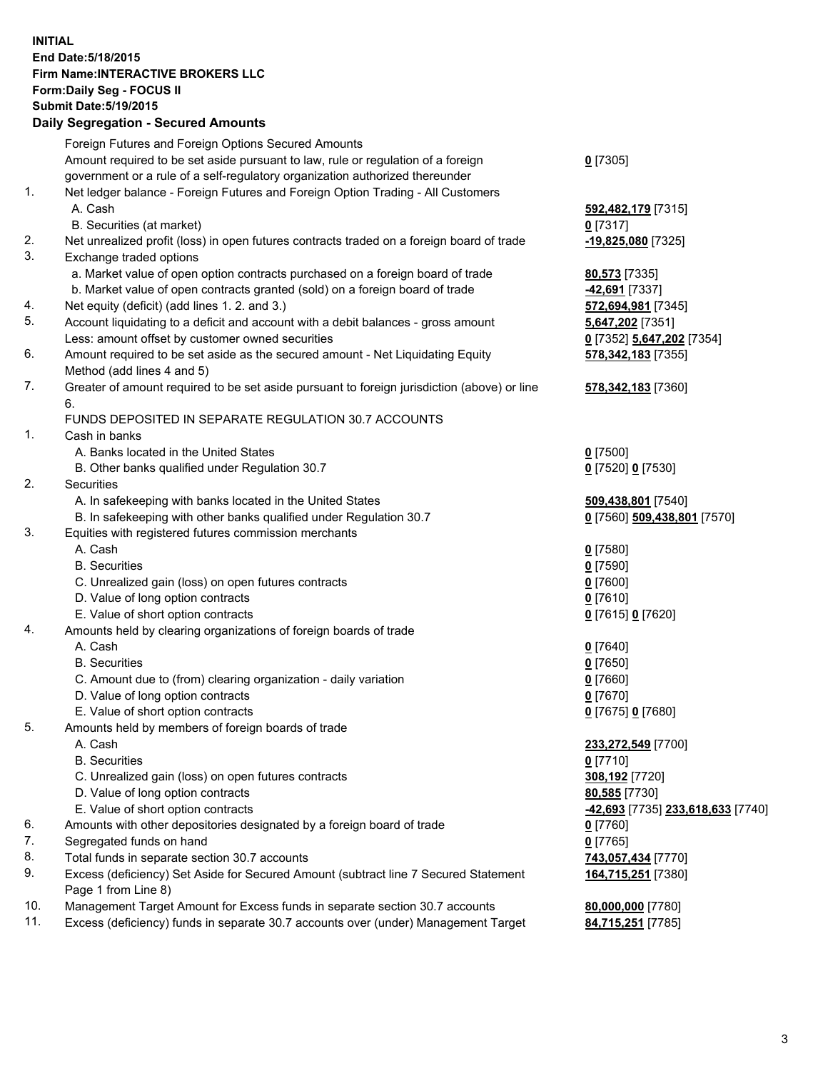**INITIAL**
**End Date:5/18/2015**
**Firm Name:INTERACTIVE BROKERS LLC**
**Form:Daily Seg - FOCUS II**
**Submit Date:5/19/2015**

## Daily Segregation - Secured Amounts

| | | |
|---|---|---|
| | Foreign Futures and Foreign Options Secured Amounts | |
| | Amount required to be set aside pursuant to law, rule or regulation of a foreign government or a rule of a self-regulatory organization authorized thereunder | **0** [7305] |
| 1. | Net ledger balance - Foreign Futures and Foreign Option Trading - All Customers | |
| | A. Cash | **592,482,179** [7315] |
| | B. Securities (at market) | **0** [7317] |
| 2. | Net unrealized profit (loss) in open futures contracts traded on a foreign board of trade | **-19,825,080** [7325] |
| 3. | Exchange traded options | |
| | a. Market value of open option contracts purchased on a foreign board of trade | **80,573** [7335] |
| | b. Market value of open contracts granted (sold) on a foreign board of trade | **-42,691** [7337] |
| 4. | Net equity (deficit) (add lines 1. 2. and 3.) | **572,694,981** [7345] |
| 5. | Account liquidating to a deficit and account with a debit balances - gross amount | **5,647,202** [7351] |
| | Less: amount offset by customer owned securities | **0** [7352] **5,647,202** [7354] |
| 6. | Amount required to be set aside as the secured amount - Net Liquidating Equity Method (add lines 4 and 5) | **578,342,183** [7355] |
| 7. | Greater of amount required to be set aside pursuant to foreign jurisdiction (above) or line 6. | **578,342,183** [7360] |
| | FUNDS DEPOSITED IN SEPARATE REGULATION 30.7 ACCOUNTS | |
| 1. | Cash in banks | |
| | A. Banks located in the United States | **0** [7500] |
| | B. Other banks qualified under Regulation 30.7 | **0** [7520] **0** [7530] |
| 2. | Securities | |
| | A. In safekeeping with banks located in the United States | **509,438,801** [7540] |
| | B. In safekeeping with other banks qualified under Regulation 30.7 | **0** [7560] **509,438,801** [7570] |
| 3. | Equities with registered futures commission merchants | |
| | A. Cash | **0** [7580] |
| | B. Securities | **0** [7590] |
| | C. Unrealized gain (loss) on open futures contracts | **0** [7600] |
| | D. Value of long option contracts | **0** [7610] |
| | E. Value of short option contracts | **0** [7615] **0** [7620] |
| 4. | Amounts held by clearing organizations of foreign boards of trade | |
| | A. Cash | **0** [7640] |
| | B. Securities | **0** [7650] |
| | C. Amount due to (from) clearing organization - daily variation | **0** [7660] |
| | D. Value of long option contracts | **0** [7670] |
| | E. Value of short option contracts | **0** [7675] **0** [7680] |
| 5. | Amounts held by members of foreign boards of trade | |
| | A. Cash | **233,272,549** [7700] |
| | B. Securities | **0** [7710] |
| | C. Unrealized gain (loss) on open futures contracts | **308,192** [7720] |
| | D. Value of long option contracts | **80,585** [7730] |
| | E. Value of short option contracts | **-42,693** [7735] **233,618,633** [7740] |
| 6. | Amounts with other depositories designated by a foreign board of trade | **0** [7760] |
| 7. | Segregated funds on hand | **0** [7765] |
| 8. | Total funds in separate section 30.7 accounts | **743,057,434** [7770] |
| 9. | Excess (deficiency) Set Aside for Secured Amount (subtract line 7 Secured Statement Page 1 from Line 8) | **164,715,251** [7380] |
| 10. | Management Target Amount for Excess funds in separate section 30.7 accounts | **80,000,000** [7780] |
| 11. | Excess (deficiency) funds in separate 30.7 accounts over (under) Management Target | **84,715,251** [7785] |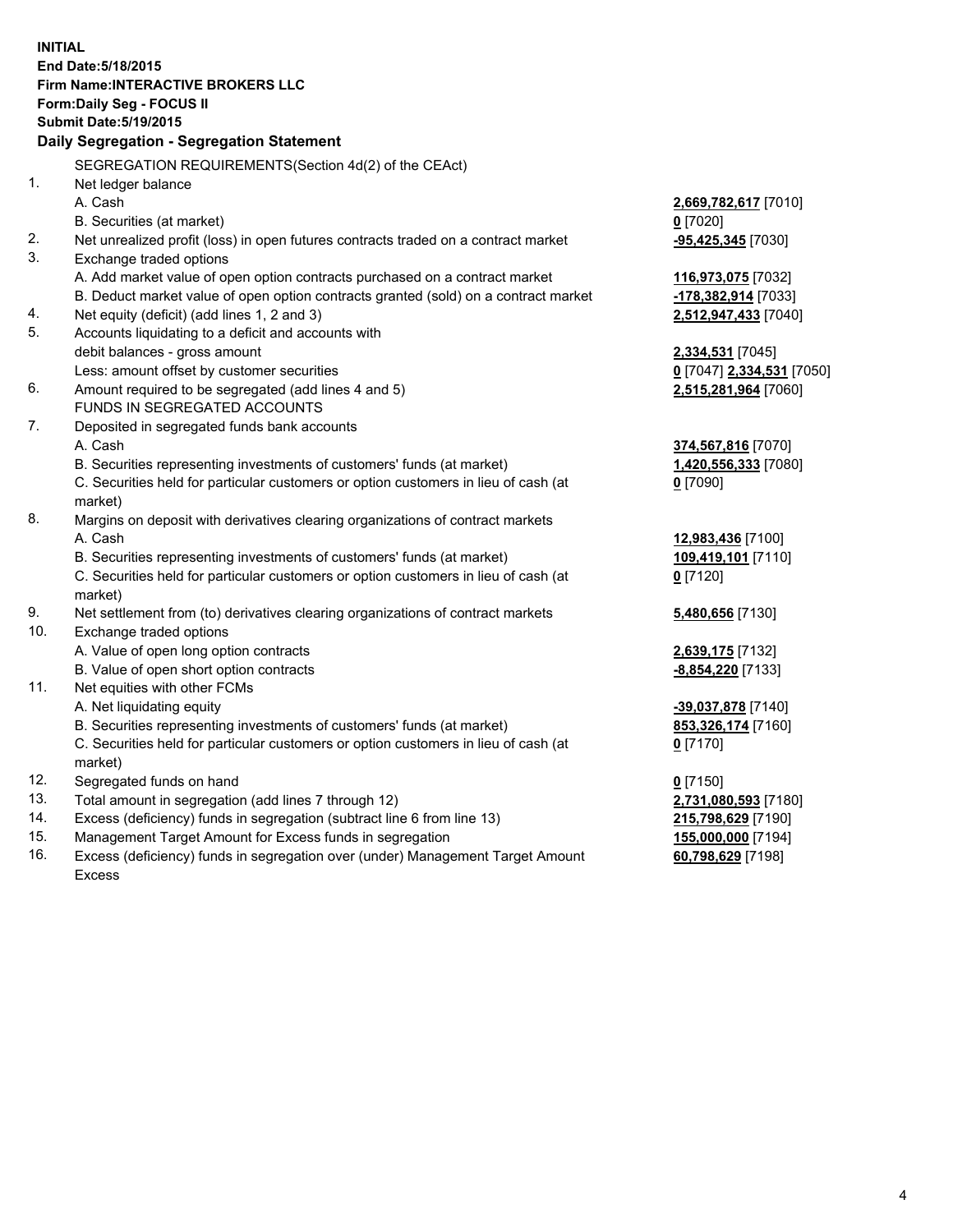**INITIAL**
**End Date:5/18/2015**
**Firm Name:INTERACTIVE BROKERS LLC**
**Form:Daily Seg - FOCUS II**
**Submit Date:5/19/2015**

**Daily Segregation - Segregation Statement**

| | | |
|---|---|---|
| | SEGREGATION REQUIREMENTS(Section 4d(2) of the CEAct) | |
| 1. | Net ledger balance | |
| | A. Cash | **2,669,782,617** [7010] |
| | B. Securities (at market) | **0** [7020] |
| 2. | Net unrealized profit (loss) in open futures contracts traded on a contract market | **-95,425,345** [7030] |
| 3. | Exchange traded options | |
| | A. Add market value of open option contracts purchased on a contract market | **116,973,075** [7032] |
| | B. Deduct market value of open option contracts granted (sold) on a contract market | **-178,382,914** [7033] |
| 4. | Net equity (deficit) (add lines 1, 2 and 3) | **2,512,947,433** [7040] |
| 5. | Accounts liquidating to a deficit and accounts with | |
| | debit balances - gross amount | **2,334,531** [7045] |
| | Less: amount offset by customer securities | **0** [7047] **2,334,531** [7050] |
| 6. | Amount required to be segregated (add lines 4 and 5) | **2,515,281,964** [7060] |
| | FUNDS IN SEGREGATED ACCOUNTS | |
| 7. | Deposited in segregated funds bank accounts | |
| | A. Cash | **374,567,816** [7070] |
| | B. Securities representing investments of customers' funds (at market) | **1,420,556,333** [7080] |
| | C. Securities held for particular customers or option customers in lieu of cash (at market) | **0** [7090] |
| 8. | Margins on deposit with derivatives clearing organizations of contract markets | |
| | A. Cash | **12,983,436** [7100] |
| | B. Securities representing investments of customers' funds (at market) | **109,419,101** [7110] |
| | C. Securities held for particular customers or option customers in lieu of cash (at market) | **0** [7120] |
| 9. | Net settlement from (to) derivatives clearing organizations of contract markets | **5,480,656** [7130] |
| 10. | Exchange traded options | |
| | A. Value of open long option contracts | **2,639,175** [7132] |
| | B. Value of open short option contracts | **-8,854,220** [7133] |
| 11. | Net equities with other FCMs | |
| | A. Net liquidating equity | **-39,037,878** [7140] |
| | B. Securities representing investments of customers' funds (at market) | **853,326,174** [7160] |
| | C. Securities held for particular customers or option customers in lieu of cash (at market) | **0** [7170] |
| 12. | Segregated funds on hand | **0** [7150] |
| 13. | Total amount in segregation (add lines 7 through 12) | **2,731,080,593** [7180] |
| 14. | Excess (deficiency) funds in segregation (subtract line 6 from line 13) | **215,798,629** [7190] |
| 15. | Management Target Amount for Excess funds in segregation | **155,000,000** [7194] |
| 16. | Excess (deficiency) funds in segregation over (under) Management Target Amount Excess | **60,798,629** [7198] |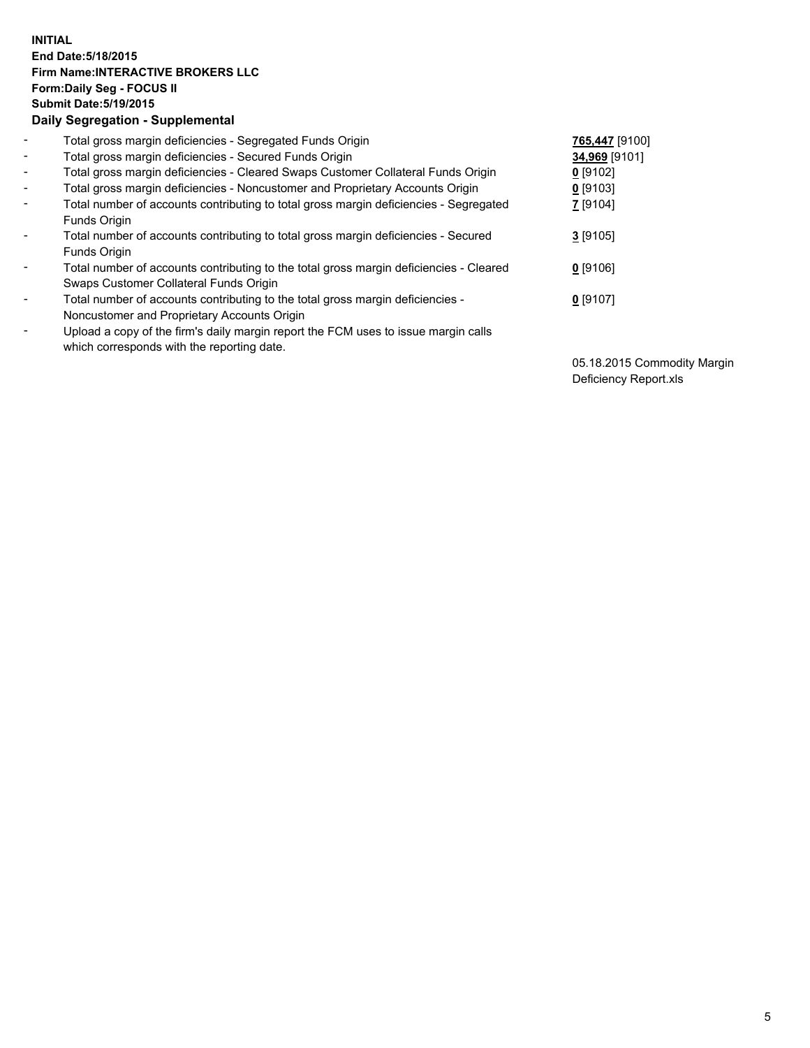**INITIAL**
**End Date:5/18/2015**
**Firm Name:INTERACTIVE BROKERS LLC**
**Form:Daily Seg - FOCUS II**
**Submit Date:5/19/2015**
**Daily Segregation - Supplemental**

| | |
|---|---|
| - Total gross margin deficiencies - Segregated Funds Origin | **765,447** [9100] |
| - Total gross margin deficiencies - Secured Funds Origin | **34,969** [9101] |
| - Total gross margin deficiencies - Cleared Swaps Customer Collateral Funds Origin | **0** [9102] |
| - Total gross margin deficiencies - Noncustomer and Proprietary Accounts Origin | **0** [9103] |
| - Total number of accounts contributing to total gross margin deficiencies - Segregated Funds Origin | **7** [9104] |
| - Total number of accounts contributing to total gross margin deficiencies - Secured Funds Origin | **3** [9105] |
| - Total number of accounts contributing to the total gross margin deficiencies - Cleared Swaps Customer Collateral Funds Origin | **0** [9106] |
| - Total number of accounts contributing to the total gross margin deficiencies - Noncustomer and Proprietary Accounts Origin | **0** [9107] |
| - Upload a copy of the firm's daily margin report the FCM uses to issue margin calls which corresponds with the reporting date. | 05.18.2015 Commodity Margin Deficiency Report.xls |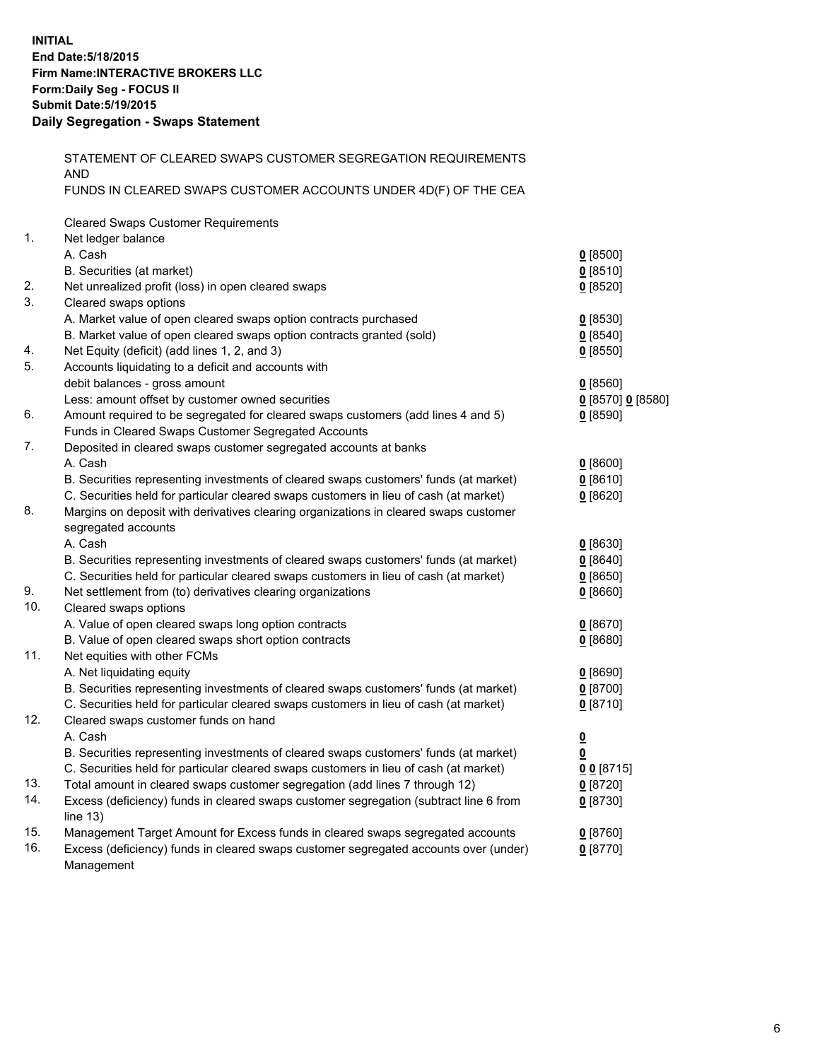**INITIAL**
**End Date:5/18/2015**
**Firm Name:INTERACTIVE BROKERS LLC**
**Form:Daily Seg - FOCUS II**
**Submit Date:5/19/2015**
**Daily Segregation - Swaps Statement**

STATEMENT OF CLEARED SWAPS CUSTOMER SEGREGATION REQUIREMENTS
AND
FUNDS IN CLEARED SWAPS CUSTOMER ACCOUNTS UNDER 4D(F) OF THE CEA

| | | |
|---|---|---|
| | Cleared Swaps Customer Requirements | |
| 1. | Net ledger balance | |
| | A. Cash | 0 [8500] |
| | B. Securities (at market) | 0 [8510] |
| 2. | Net unrealized profit (loss) in open cleared swaps | 0 [8520] |
| 3. | Cleared swaps options | |
| | A. Market value of open cleared swaps option contracts purchased | 0 [8530] |
| | B. Market value of open cleared swaps option contracts granted (sold) | 0 [8540] |
| 4. | Net Equity (deficit) (add lines 1, 2, and 3) | 0 [8550] |
| 5. | Accounts liquidating to a deficit and accounts with | |
| | debit balances - gross amount | 0 [8560] |
| | Less: amount offset by customer owned securities | 0 [8570] 0 [8580] |
| 6. | Amount required to be segregated for cleared swaps customers (add lines 4 and 5) | 0 [8590] |
| | Funds in Cleared Swaps Customer Segregated Accounts | |
| 7. | Deposited in cleared swaps customer segregated accounts at banks | |
| | A. Cash | 0 [8600] |
| | B. Securities representing investments of cleared swaps customers' funds (at market) | 0 [8610] |
| | C. Securities held for particular cleared swaps customers in lieu of cash (at market) | 0 [8620] |
| 8. | Margins on deposit with derivatives clearing organizations in cleared swaps customer segregated accounts | |
| | A. Cash | 0 [8630] |
| | B. Securities representing investments of cleared swaps customers' funds (at market) | 0 [8640] |
| | C. Securities held for particular cleared swaps customers in lieu of cash (at market) | 0 [8650] |
| 9. | Net settlement from (to) derivatives clearing organizations | 0 [8660] |
| 10. | Cleared swaps options | |
| | A. Value of open cleared swaps long option contracts | 0 [8670] |
| | B. Value of open cleared swaps short option contracts | 0 [8680] |
| 11. | Net equities with other FCMs | |
| | A. Net liquidating equity | 0 [8690] |
| | B. Securities representing investments of cleared swaps customers' funds (at market) | 0 [8700] |
| | C. Securities held for particular cleared swaps customers in lieu of cash (at market) | 0 [8710] |
| 12. | Cleared swaps customer funds on hand | |
| | A. Cash | 0 |
| | B. Securities representing investments of cleared swaps customers' funds (at market) | 0 |
| | C. Securities held for particular cleared swaps customers in lieu of cash (at market) | 0 0 [8715] |
| 13. | Total amount in cleared swaps customer segregation (add lines 7 through 12) | 0 [8720] |
| 14. | Excess (deficiency) funds in cleared swaps customer segregation (subtract line 6 from line 13) | 0 [8730] |
| 15. | Management Target Amount for Excess funds in cleared swaps segregated accounts | 0 [8760] |
| 16. | Excess (deficiency) funds in cleared swaps customer segregated accounts over (under) Management | 0 [8770] |